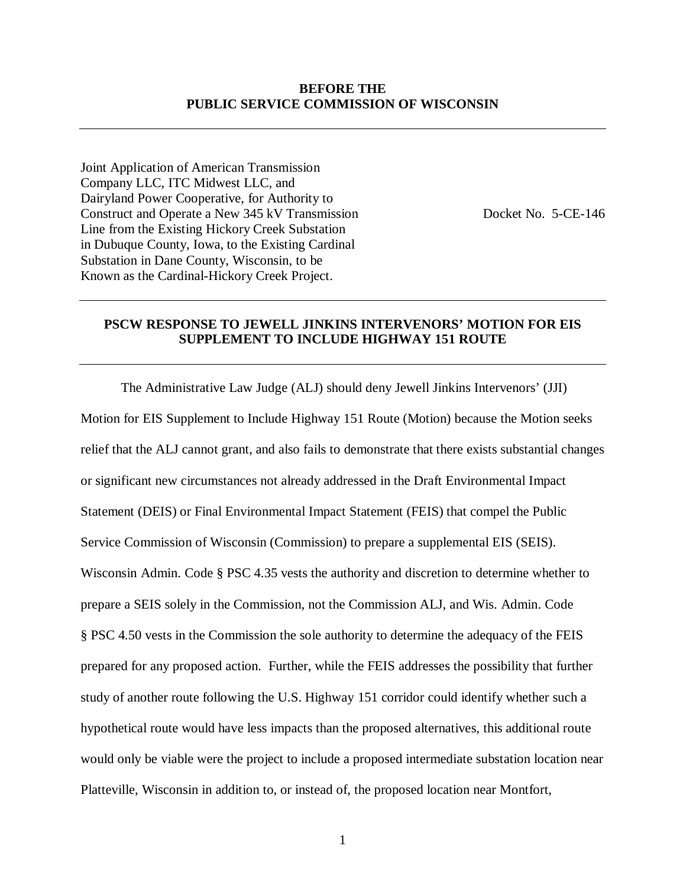**BEFORE THE**
**PUBLIC SERVICE COMMISSION OF WISCONSIN**

---

Joint Application of American Transmission Company LLC, ITC Midwest LLC, and Dairyland Power Cooperative, for Authority to Construct and Operate a New 345 kV Transmission Line from the Existing Hickory Creek Substation in Dubuque County, Iowa, to the Existing Cardinal Substation in Dane County, Wisconsin, to be Known as the Cardinal-Hickory Creek Project.

Docket No. 5-CE-146

---

## PSCW RESPONSE TO JEWELL JINKINS INTERVENORS' MOTION FOR EIS SUPPLEMENT TO INCLUDE HIGHWAY 151 ROUTE

---

The Administrative Law Judge (ALJ) should deny Jewell Jinkins Intervenors' (JJI) Motion for EIS Supplement to Include Highway 151 Route (Motion) because the Motion seeks relief that the ALJ cannot grant, and also fails to demonstrate that there exists substantial changes or significant new circumstances not already addressed in the Draft Environmental Impact Statement (DEIS) or Final Environmental Impact Statement (FEIS) that compel the Public Service Commission of Wisconsin (Commission) to prepare a supplemental EIS (SEIS). Wisconsin Admin. Code § PSC 4.35 vests the authority and discretion to determine whether to prepare a SEIS solely in the Commission, not the Commission ALJ, and Wis. Admin. Code § PSC 4.50 vests in the Commission the sole authority to determine the adequacy of the FEIS prepared for any proposed action. Further, while the FEIS addresses the possibility that further study of another route following the U.S. Highway 151 corridor could identify whether such a hypothetical route would have less impacts than the proposed alternatives, this additional route would only be viable were the project to include a proposed intermediate substation location near Platteville, Wisconsin in addition to, or instead of, the proposed location near Montfort,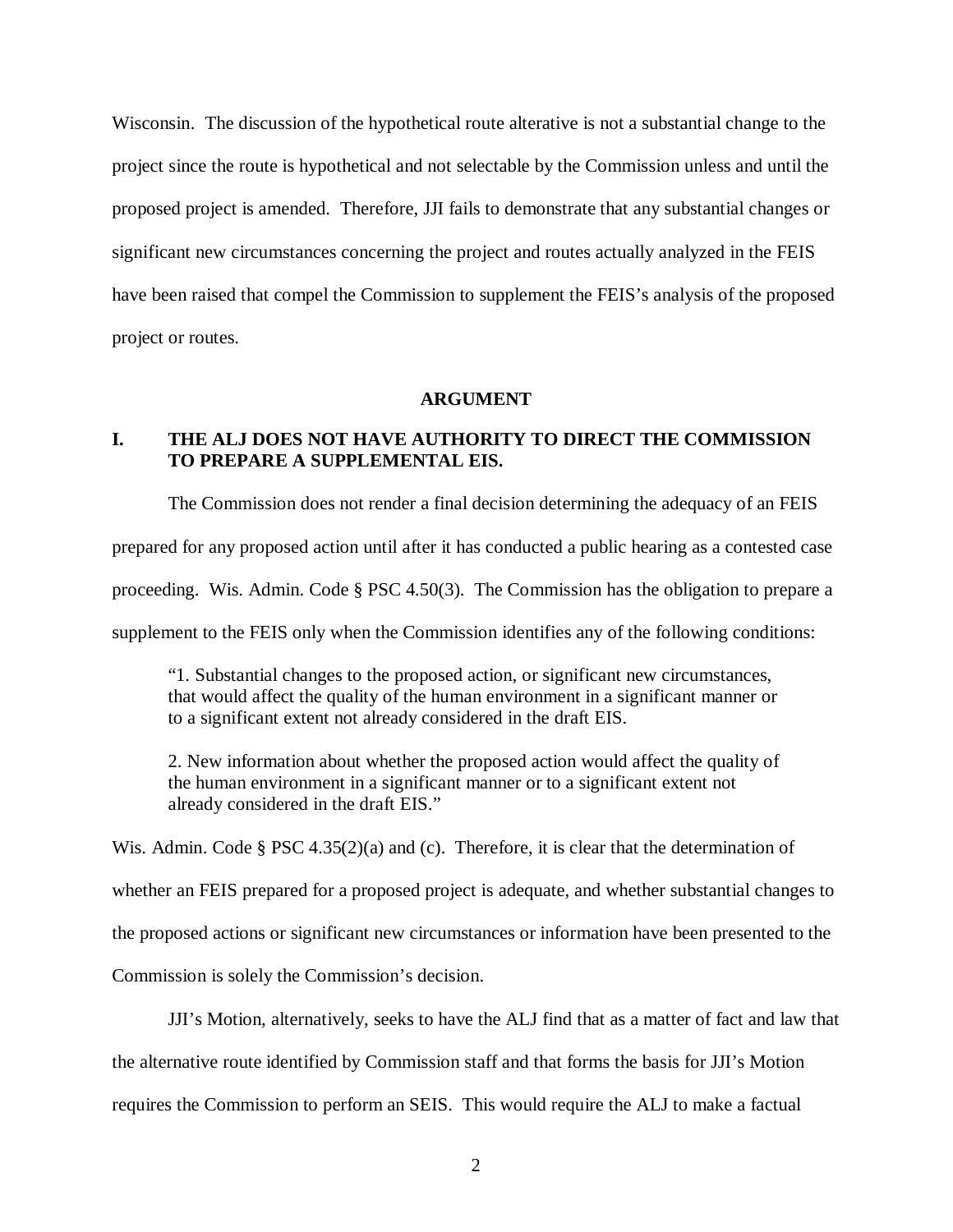Wisconsin. The discussion of the hypothetical route alterative is not a substantial change to the project since the route is hypothetical and not selectable by the Commission unless and until the proposed project is amended. Therefore, JJI fails to demonstrate that any substantial changes or significant new circumstances concerning the project and routes actually analyzed in the FEIS have been raised that compel the Commission to supplement the FEIS's analysis of the proposed project or routes.

## ARGUMENT

### I. THE ALJ DOES NOT HAVE AUTHORITY TO DIRECT THE COMMISSION TO PREPARE A SUPPLEMENTAL EIS.

The Commission does not render a final decision determining the adequacy of an FEIS prepared for any proposed action until after it has conducted a public hearing as a contested case proceeding. Wis. Admin. Code § PSC 4.50(3). The Commission has the obligation to prepare a supplement to the FEIS only when the Commission identifies any of the following conditions:

> "1. Substantial changes to the proposed action, or significant new circumstances, that would affect the quality of the human environment in a significant manner or to a significant extent not already considered in the draft EIS.
>
> 2. New information about whether the proposed action would affect the quality of the human environment in a significant manner or to a significant extent not already considered in the draft EIS."

Wis. Admin. Code § PSC 4.35(2)(a) and (c). Therefore, it is clear that the determination of whether an FEIS prepared for a proposed project is adequate, and whether substantial changes to the proposed actions or significant new circumstances or information have been presented to the Commission is solely the Commission's decision.

JJI's Motion, alternatively, seeks to have the ALJ find that as a matter of fact and law that the alternative route identified by Commission staff and that forms the basis for JJI's Motion requires the Commission to perform an SEIS. This would require the ALJ to make a factual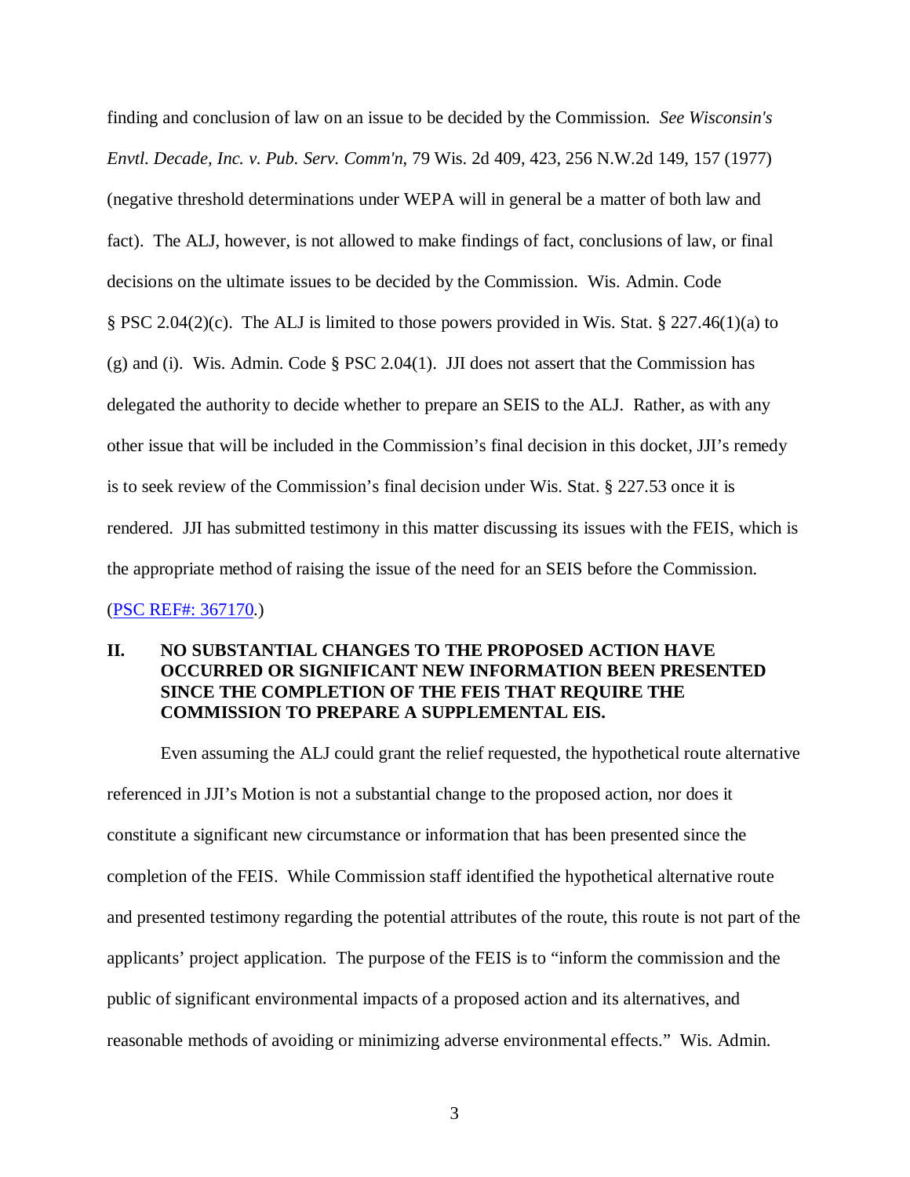finding and conclusion of law on an issue to be decided by the Commission. *See Wisconsin's Envtl. Decade, Inc. v. Pub. Serv. Comm'n*, 79 Wis. 2d 409, 423, 256 N.W.2d 149, 157 (1977) (negative threshold determinations under WEPA will in general be a matter of both law and fact). The ALJ, however, is not allowed to make findings of fact, conclusions of law, or final decisions on the ultimate issues to be decided by the Commission. Wis. Admin. Code § PSC 2.04(2)(c). The ALJ is limited to those powers provided in Wis. Stat. § 227.46(1)(a) to (g) and (i). Wis. Admin. Code § PSC 2.04(1). JJI does not assert that the Commission has delegated the authority to decide whether to prepare an SEIS to the ALJ. Rather, as with any other issue that will be included in the Commission's final decision in this docket, JJI's remedy is to seek review of the Commission's final decision under Wis. Stat. § 227.53 once it is rendered. JJI has submitted testimony in this matter discussing its issues with the FEIS, which is the appropriate method of raising the issue of the need for an SEIS before the Commission. (PSC REF#: 367170.)

## II. NO SUBSTANTIAL CHANGES TO THE PROPOSED ACTION HAVE OCCURRED OR SIGNIFICANT NEW INFORMATION BEEN PRESENTED SINCE THE COMPLETION OF THE FEIS THAT REQUIRE THE COMMISSION TO PREPARE A SUPPLEMENTAL EIS.

Even assuming the ALJ could grant the relief requested, the hypothetical route alternative referenced in JJI's Motion is not a substantial change to the proposed action, nor does it constitute a significant new circumstance or information that has been presented since the completion of the FEIS. While Commission staff identified the hypothetical alternative route and presented testimony regarding the potential attributes of the route, this route is not part of the applicants' project application. The purpose of the FEIS is to "inform the commission and the public of significant environmental impacts of a proposed action and its alternatives, and reasonable methods of avoiding or minimizing adverse environmental effects." Wis. Admin.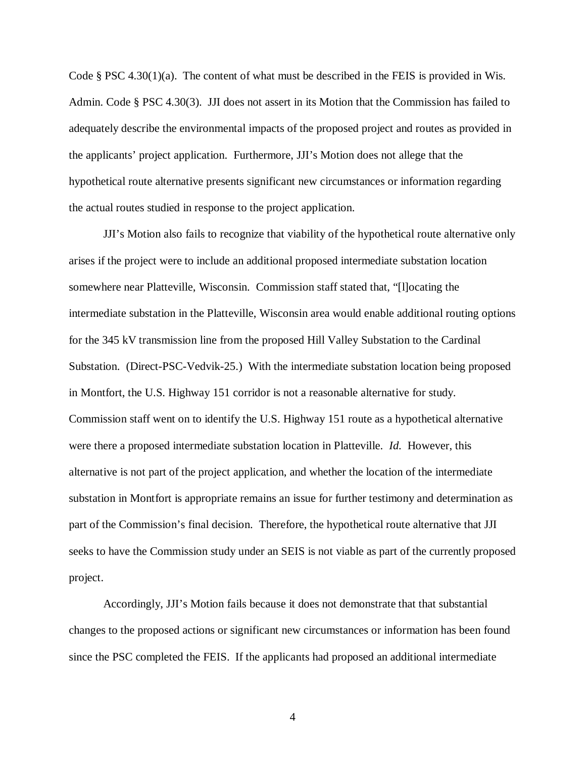Code § PSC 4.30(1)(a). The content of what must be described in the FEIS is provided in Wis. Admin. Code § PSC 4.30(3). JJI does not assert in its Motion that the Commission has failed to adequately describe the environmental impacts of the proposed project and routes as provided in the applicants' project application. Furthermore, JJI's Motion does not allege that the hypothetical route alternative presents significant new circumstances or information regarding the actual routes studied in response to the project application.

JJI's Motion also fails to recognize that viability of the hypothetical route alternative only arises if the project were to include an additional proposed intermediate substation location somewhere near Platteville, Wisconsin. Commission staff stated that, "[l]ocating the intermediate substation in the Platteville, Wisconsin area would enable additional routing options for the 345 kV transmission line from the proposed Hill Valley Substation to the Cardinal Substation. (Direct-PSC-Vedvik-25.) With the intermediate substation location being proposed in Montfort, the U.S. Highway 151 corridor is not a reasonable alternative for study. Commission staff went on to identify the U.S. Highway 151 route as a hypothetical alternative were there a proposed intermediate substation location in Platteville. *Id.* However, this alternative is not part of the project application, and whether the location of the intermediate substation in Montfort is appropriate remains an issue for further testimony and determination as part of the Commission's final decision. Therefore, the hypothetical route alternative that JJI seeks to have the Commission study under an SEIS is not viable as part of the currently proposed project.

Accordingly, JJI's Motion fails because it does not demonstrate that that substantial changes to the proposed actions or significant new circumstances or information has been found since the PSC completed the FEIS. If the applicants had proposed an additional intermediate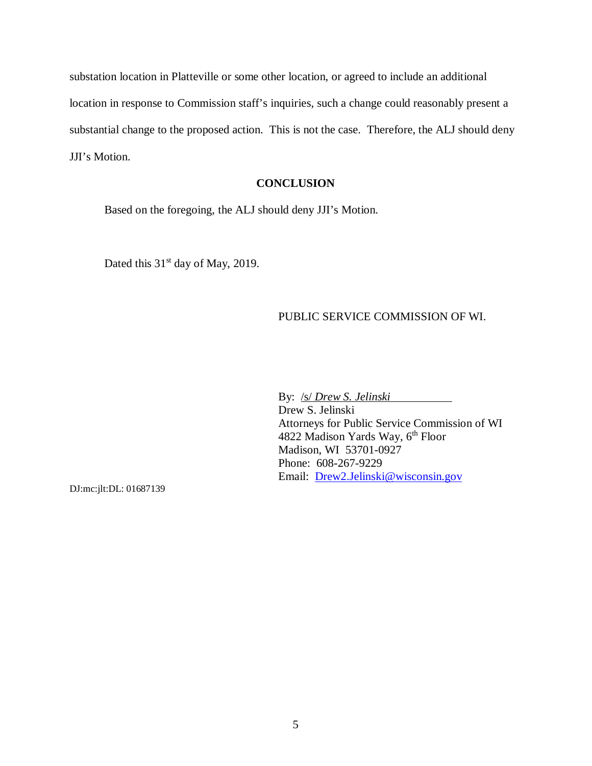substation location in Platteville or some other location, or agreed to include an additional location in response to Commission staff's inquiries, such a change could reasonably present a substantial change to the proposed action. This is not the case. Therefore, the ALJ should deny JJI's Motion.

## CONCLUSION

Based on the foregoing, the ALJ should deny JJI's Motion.

Dated this 31st day of May, 2019.

PUBLIC SERVICE COMMISSION OF WI.

By: /s/ *Drew S. Jelinski*
Drew S. Jelinski
Attorneys for Public Service Commission of WI
4822 Madison Yards Way, 6th Floor
Madison, WI 53701-0927
Phone: 608-267-9229
Email: Drew2.Jelinski@wisconsin.gov

DJ:mc:jlt:DL: 01687139